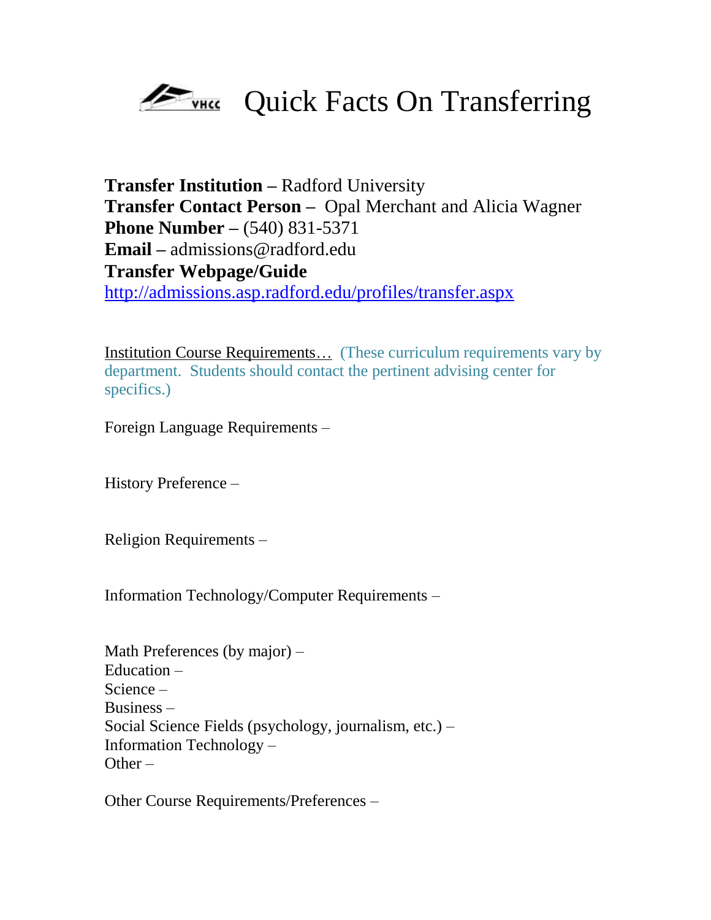# VHCC Quick Facts On Transferring

**Transfer Institution –** Radford University
**Transfer Contact Person –** Opal Merchant and Alicia Wagner
**Phone Number –** (540) 831-5371
**Email –** admissions@radford.edu
**Transfer Webpage/Guide**
http://admissions.asp.radford.edu/profiles/transfer.aspx

Institution Course Requirements… (These curriculum requirements vary by department. Students should contact the pertinent advising center for specifics.)

Foreign Language Requirements –

History Preference –

Religion Requirements –

Information Technology/Computer Requirements –

Math Preferences (by major) –
Education –
Science –
Business –
Social Science Fields (psychology, journalism, etc.) –
Information Technology –
Other –

Other Course Requirements/Preferences –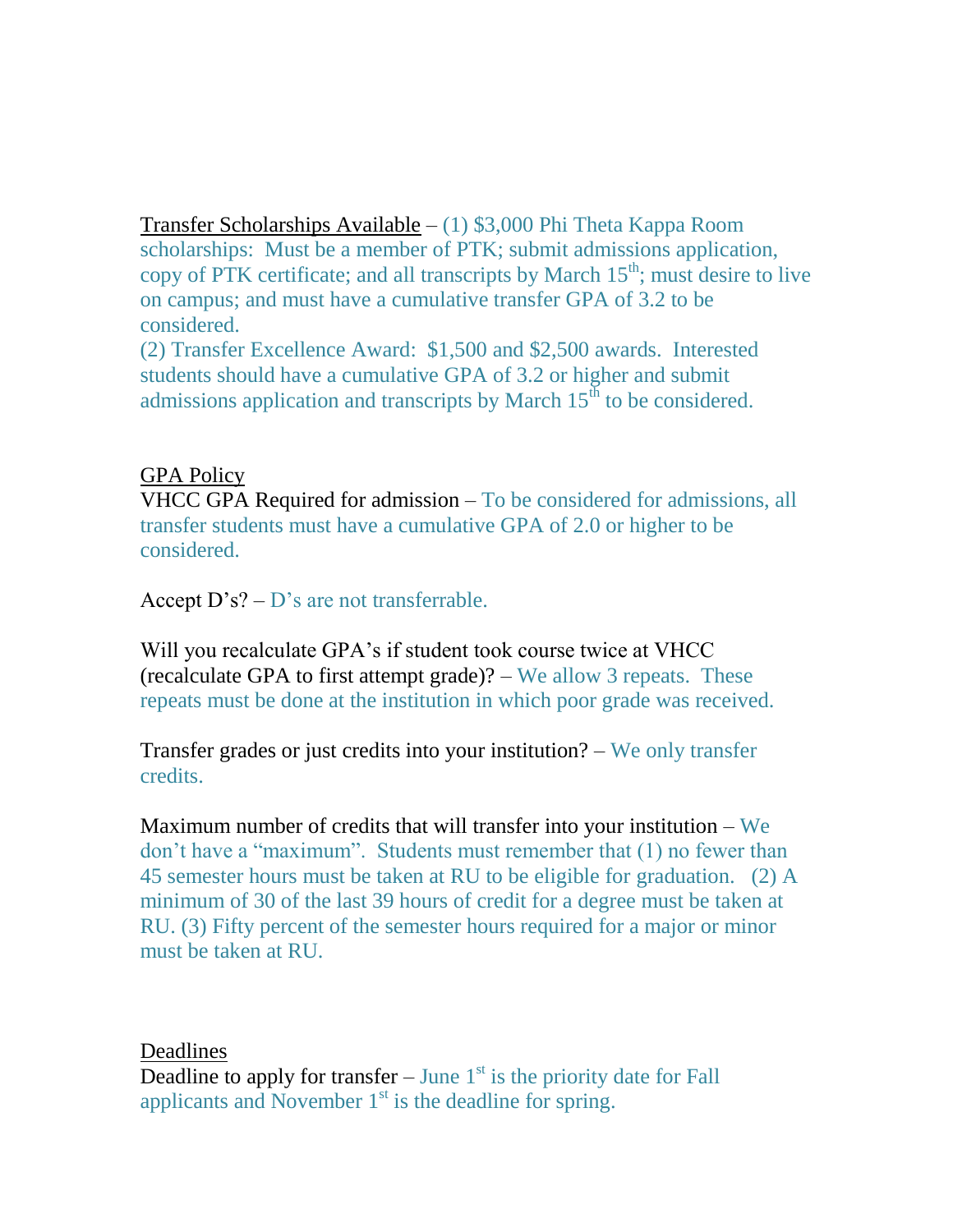Transfer Scholarships Available – (1) $3,000 Phi Theta Kappa Room scholarships: Must be a member of PTK; submit admissions application, copy of PTK certificate; and all transcripts by March 15th; must desire to live on campus; and must have a cumulative transfer GPA of 3.2 to be considered.
(2) Transfer Excellence Award: $1,500 and $2,500 awards. Interested students should have a cumulative GPA of 3.2 or higher and submit admissions application and transcripts by March 15th to be considered.

GPA Policy

VHCC GPA Required for admission – To be considered for admissions, all transfer students must have a cumulative GPA of 2.0 or higher to be considered.

Accept D's? – D's are not transferrable.

Will you recalculate GPA's if student took course twice at VHCC (recalculate GPA to first attempt grade)? – We allow 3 repeats. These repeats must be done at the institution in which poor grade was received.

Transfer grades or just credits into your institution? – We only transfer credits.

Maximum number of credits that will transfer into your institution – We don't have a "maximum". Students must remember that (1) no fewer than 45 semester hours must be taken at RU to be eligible for graduation. (2) A minimum of 30 of the last 39 hours of credit for a degree must be taken at RU. (3) Fifty percent of the semester hours required for a major or minor must be taken at RU.

Deadlines

Deadline to apply for transfer – June 1st is the priority date for Fall applicants and November 1st is the deadline for spring.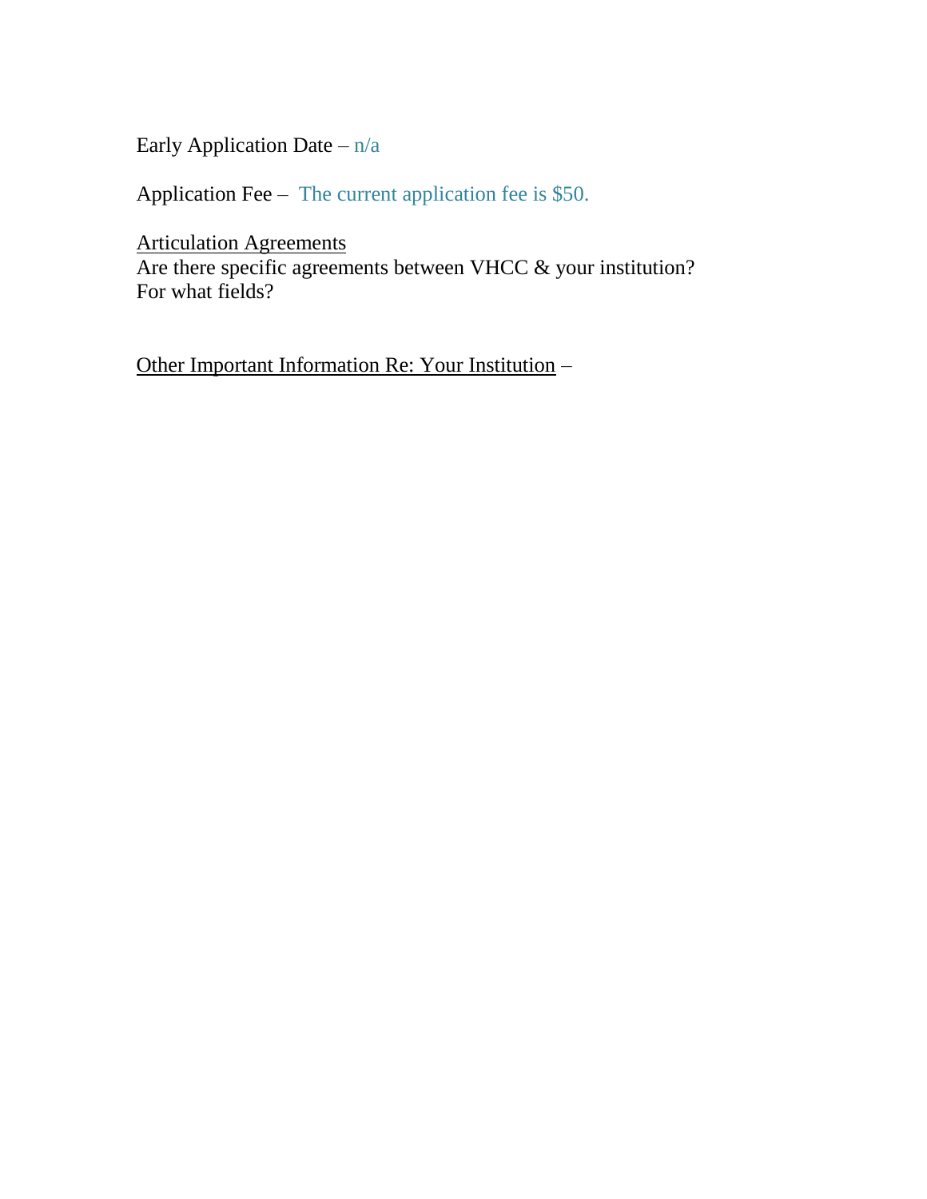Early Application Date – n/a

Application Fee – The current application fee is $50.

<u>Articulation Agreements</u>
Are there specific agreements between VHCC & your institution?
For what fields?

<u>Other Important Information Re: Your Institution</u> –